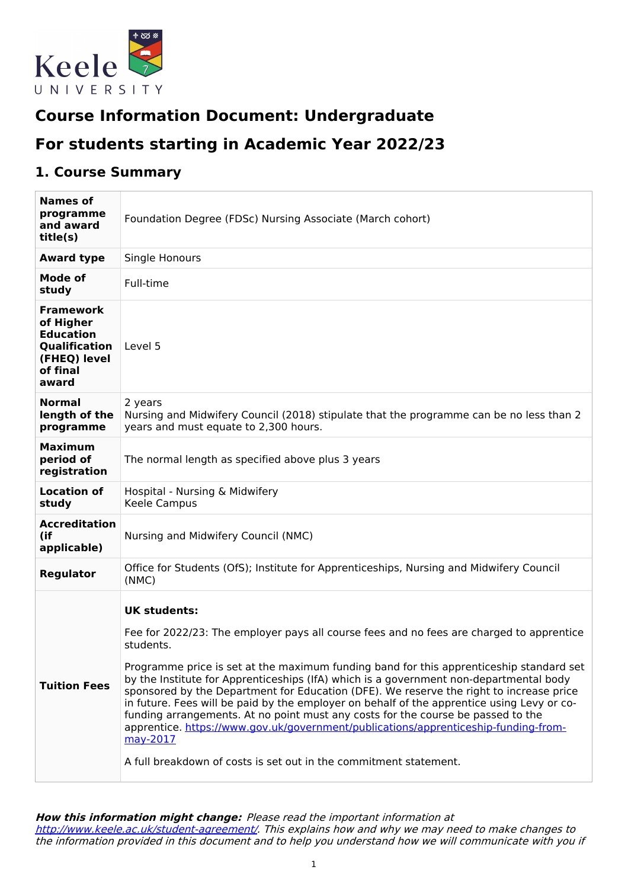# Course Information Document: Undergraduate

## For students starting in Academic Year 2022/23

## 1. Course Summary

| | |
|---|---|
| **Names of programme and award title(s)** | Foundation Degree (FDSc) Nursing Associate (March cohort) |
| **Award type** | Single Honours |
| **Mode of study** | Full-time |
| **Framework of Higher Education Qualification (FHEQ) level of final award** | Level 5 |
| **Normal length of the programme** | 2 years<br>Nursing and Midwifery Council (2018) stipulate that the programme can be no less than 2 years and must equate to 2,300 hours. |
| **Maximum period of registration** | The normal length as specified above plus 3 years |
| **Location of study** | Hospital - Nursing & Midwifery<br>Keele Campus |
| **Accreditation (if applicable)** | Nursing and Midwifery Council (NMC) |
| **Regulator** | Office for Students (OfS); Institute for Apprenticeships, Nursing and Midwifery Council (NMC) |
| **Tuition Fees** | **UK students:**<br><br>Fee for 2022/23: The employer pays all course fees and no fees are charged to apprentice students.<br><br>Programme price is set at the maximum funding band for this apprenticeship standard set by the Institute for Apprenticeships (IfA) which is a government non-departmental body sponsored by the Department for Education (DFE). We reserve the right to increase price in future. Fees will be paid by the employer on behalf of the apprentice using Levy or co-funding arrangements. At no point must any costs for the course be passed to the apprentice. https://www.gov.uk/government/publications/apprenticeship-funding-from-may-2017<br><br>A full breakdown of costs is set out in the commitment statement. |

***How this information might change:*** *Please read the important information at http://www.keele.ac.uk/student-agreement/. This explains how and why we may need to make changes to the information provided in this document and to help you understand how we will communicate with you if*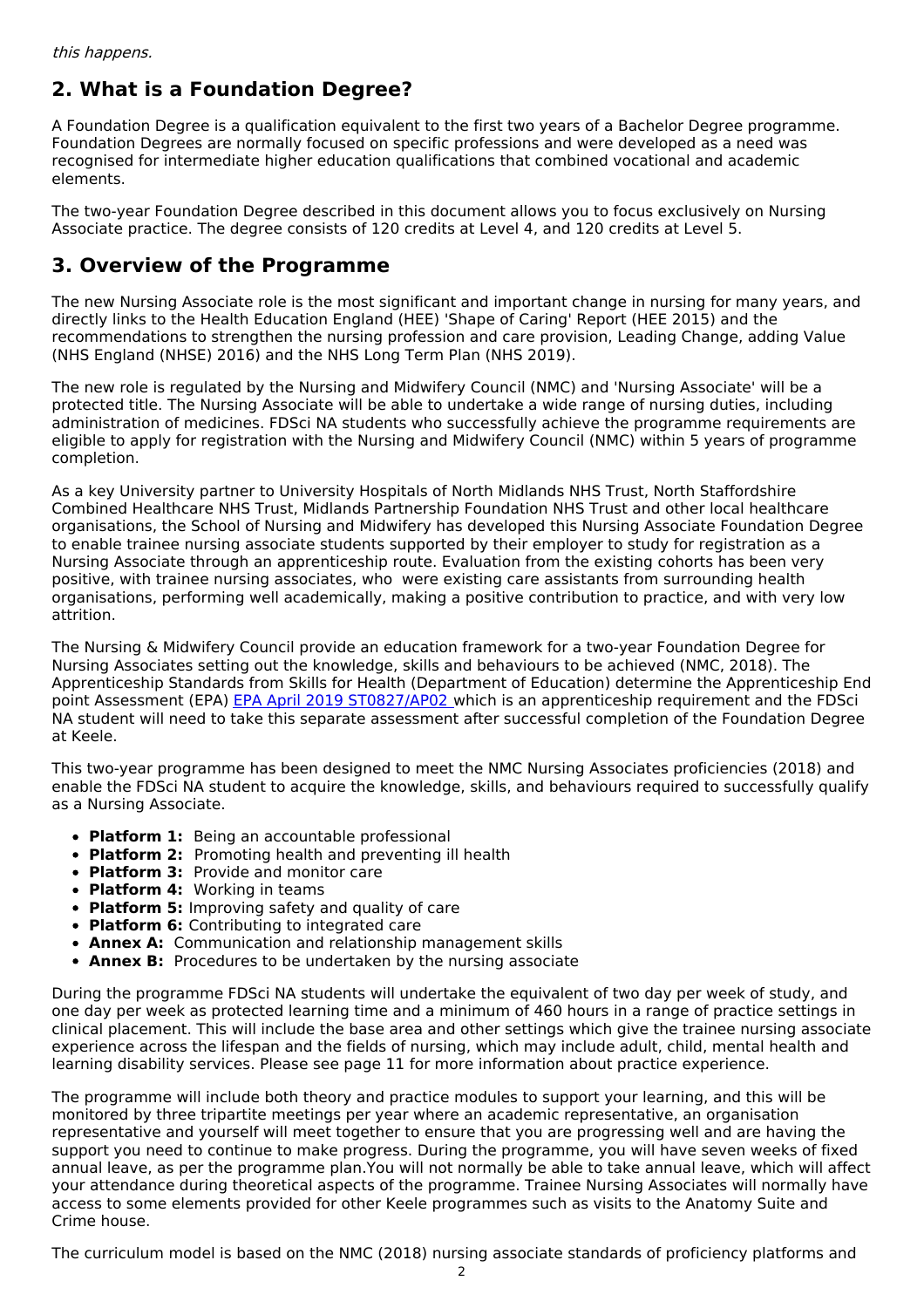*this happens.*

## 2. What is a Foundation Degree?

A Foundation Degree is a qualification equivalent to the first two years of a Bachelor Degree programme. Foundation Degrees are normally focused on specific professions and were developed as a need was recognised for intermediate higher education qualifications that combined vocational and academic elements.

The two-year Foundation Degree described in this document allows you to focus exclusively on Nursing Associate practice. The degree consists of 120 credits at Level 4, and 120 credits at Level 5.

## 3. Overview of the Programme

The new Nursing Associate role is the most significant and important change in nursing for many years, and directly links to the Health Education England (HEE) 'Shape of Caring' Report (HEE 2015) and the recommendations to strengthen the nursing profession and care provision, Leading Change, adding Value (NHS England (NHSE) 2016) and the NHS Long Term Plan (NHS 2019).

The new role is regulated by the Nursing and Midwifery Council (NMC) and 'Nursing Associate' will be a protected title. The Nursing Associate will be able to undertake a wide range of nursing duties, including administration of medicines. FDSci NA students who successfully achieve the programme requirements are eligible to apply for registration with the Nursing and Midwifery Council (NMC) within 5 years of programme completion.

As a key University partner to University Hospitals of North Midlands NHS Trust, North Staffordshire Combined Healthcare NHS Trust, Midlands Partnership Foundation NHS Trust and other local healthcare organisations, the School of Nursing and Midwifery has developed this Nursing Associate Foundation Degree to enable trainee nursing associate students supported by their employer to study for registration as a Nursing Associate through an apprenticeship route. Evaluation from the existing cohorts has been very positive, with trainee nursing associates, who were existing care assistants from surrounding health organisations, performing well academically, making a positive contribution to practice, and with very low attrition.

The Nursing & Midwifery Council provide an education framework for a two-year Foundation Degree for Nursing Associates setting out the knowledge, skills and behaviours to be achieved (NMC, 2018). The Apprenticeship Standards from Skills for Health (Department of Education) determine the Apprenticeship End point Assessment (EPA) EPA April 2019 ST0827/AP02 which is an apprenticeship requirement and the FDSci NA student will need to take this separate assessment after successful completion of the Foundation Degree at Keele.

This two-year programme has been designed to meet the NMC Nursing Associates proficiencies (2018) and enable the FDSci NA student to acquire the knowledge, skills, and behaviours required to successfully qualify as a Nursing Associate.

- **Platform 1:** Being an accountable professional
- **Platform 2:** Promoting health and preventing ill health
- **Platform 3:** Provide and monitor care
- **Platform 4:** Working in teams
- **Platform 5:** Improving safety and quality of care
- **Platform 6:** Contributing to integrated care
- **Annex A:** Communication and relationship management skills
- **Annex B:** Procedures to be undertaken by the nursing associate

During the programme FDSci NA students will undertake the equivalent of two day per week of study, and one day per week as protected learning time and a minimum of 460 hours in a range of practice settings in clinical placement. This will include the base area and other settings which give the trainee nursing associate experience across the lifespan and the fields of nursing, which may include adult, child, mental health and learning disability services. Please see page 11 for more information about practice experience.

The programme will include both theory and practice modules to support your learning, and this will be monitored by three tripartite meetings per year where an academic representative, an organisation representative and yourself will meet together to ensure that you are progressing well and are having the support you need to continue to make progress. During the programme, you will have seven weeks of fixed annual leave, as per the programme plan.You will not normally be able to take annual leave, which will affect your attendance during theoretical aspects of the programme. Trainee Nursing Associates will normally have access to some elements provided for other Keele programmes such as visits to the Anatomy Suite and Crime house.

The curriculum model is based on the NMC (2018) nursing associate standards of proficiency platforms and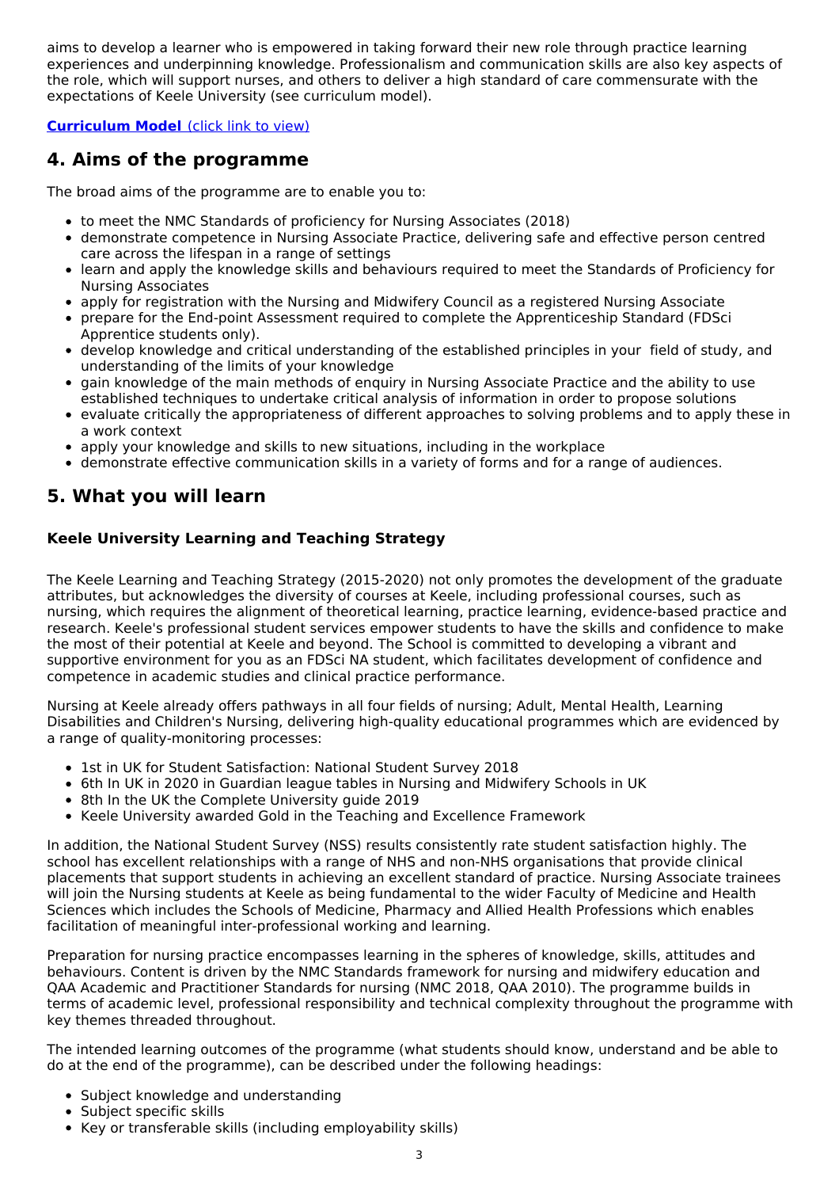aims to develop a learner who is empowered in taking forward their new role through practice learning experiences and underpinning knowledge. Professionalism and communication skills are also key aspects of the role, which will support nurses, and others to deliver a high standard of care commensurate with the expectations of Keele University (see curriculum model).

**Curriculum Model** (click link to view)

## 4. Aims of the programme

The broad aims of the programme are to enable you to:

- to meet the NMC Standards of proficiency for Nursing Associates (2018)
- demonstrate competence in Nursing Associate Practice, delivering safe and effective person centred care across the lifespan in a range of settings
- learn and apply the knowledge skills and behaviours required to meet the Standards of Proficiency for Nursing Associates
- apply for registration with the Nursing and Midwifery Council as a registered Nursing Associate
- prepare for the End-point Assessment required to complete the Apprenticeship Standard (FDSci Apprentice students only).
- develop knowledge and critical understanding of the established principles in your field of study, and understanding of the limits of your knowledge
- gain knowledge of the main methods of enquiry in Nursing Associate Practice and the ability to use established techniques to undertake critical analysis of information in order to propose solutions
- evaluate critically the appropriateness of different approaches to solving problems and to apply these in a work context
- apply your knowledge and skills to new situations, including in the workplace
- demonstrate effective communication skills in a variety of forms and for a range of audiences.

## 5. What you will learn

### Keele University Learning and Teaching Strategy

The Keele Learning and Teaching Strategy (2015-2020) not only promotes the development of the graduate attributes, but acknowledges the diversity of courses at Keele, including professional courses, such as nursing, which requires the alignment of theoretical learning, practice learning, evidence-based practice and research. Keele's professional student services empower students to have the skills and confidence to make the most of their potential at Keele and beyond. The School is committed to developing a vibrant and supportive environment for you as an FDSci NA student, which facilitates development of confidence and competence in academic studies and clinical practice performance.

Nursing at Keele already offers pathways in all four fields of nursing; Adult, Mental Health, Learning Disabilities and Children's Nursing, delivering high-quality educational programmes which are evidenced by a range of quality-monitoring processes:

- 1st in UK for Student Satisfaction: National Student Survey 2018
- 6th In UK in 2020 in Guardian league tables in Nursing and Midwifery Schools in UK
- 8th In the UK the Complete University guide 2019
- Keele University awarded Gold in the Teaching and Excellence Framework

In addition, the National Student Survey (NSS) results consistently rate student satisfaction highly. The school has excellent relationships with a range of NHS and non-NHS organisations that provide clinical placements that support students in achieving an excellent standard of practice. Nursing Associate trainees will join the Nursing students at Keele as being fundamental to the wider Faculty of Medicine and Health Sciences which includes the Schools of Medicine, Pharmacy and Allied Health Professions which enables facilitation of meaningful inter-professional working and learning.

Preparation for nursing practice encompasses learning in the spheres of knowledge, skills, attitudes and behaviours. Content is driven by the NMC Standards framework for nursing and midwifery education and QAA Academic and Practitioner Standards for nursing (NMC 2018, QAA 2010). The programme builds in terms of academic level, professional responsibility and technical complexity throughout the programme with key themes threaded throughout.

The intended learning outcomes of the programme (what students should know, understand and be able to do at the end of the programme), can be described under the following headings:

- Subject knowledge and understanding
- Subject specific skills
- Key or transferable skills (including employability skills)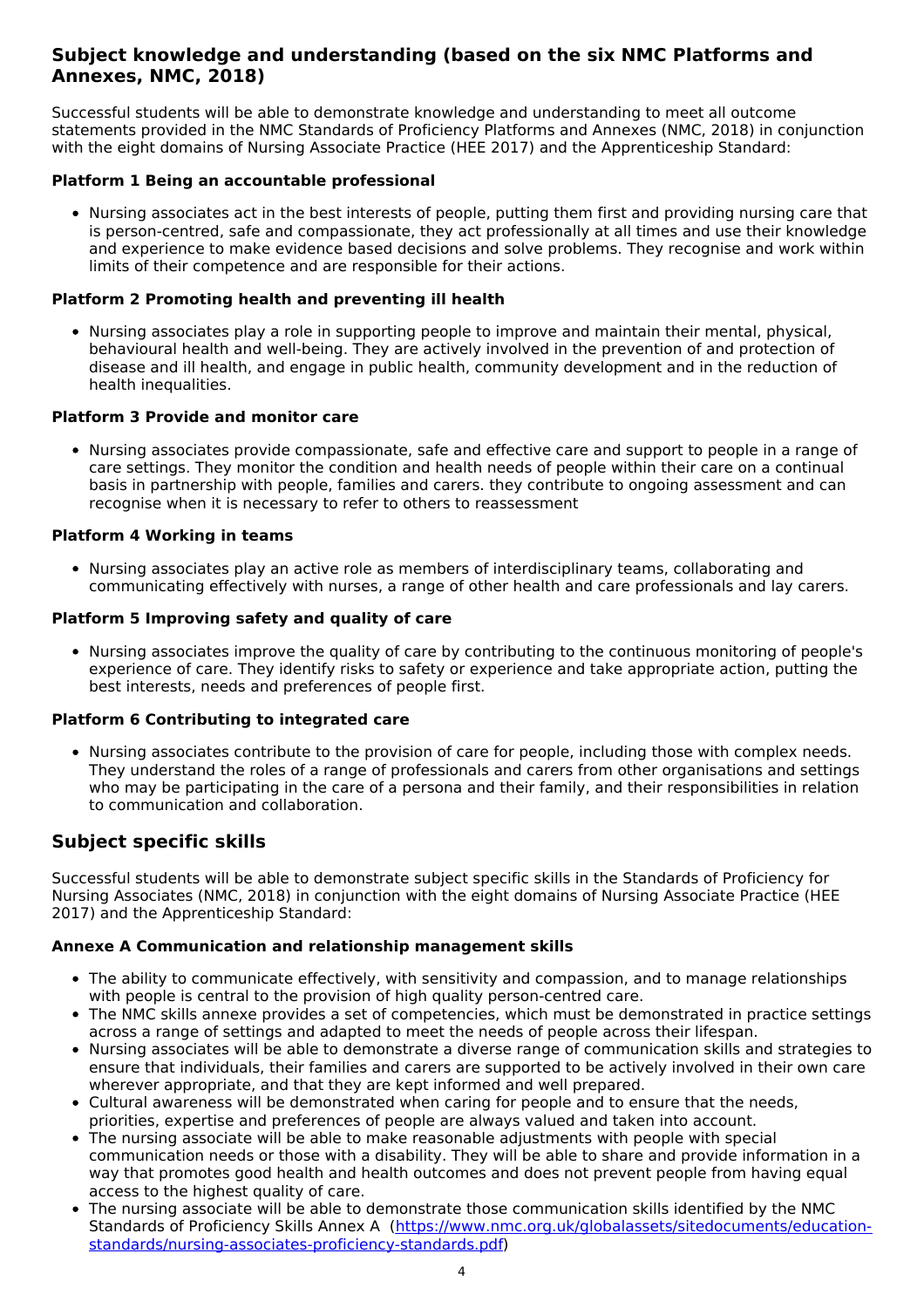## Subject knowledge and understanding (based on the six NMC Platforms and Annexes, NMC, 2018)

Successful students will be able to demonstrate knowledge and understanding to meet all outcome statements provided in the NMC Standards of Proficiency Platforms and Annexes (NMC, 2018) in conjunction with the eight domains of Nursing Associate Practice (HEE 2017) and the Apprenticeship Standard:

**Platform 1 Being an accountable professional**

- Nursing associates act in the best interests of people, putting them first and providing nursing care that is person-centred, safe and compassionate, they act professionally at all times and use their knowledge and experience to make evidence based decisions and solve problems. They recognise and work within limits of their competence and are responsible for their actions.

**Platform 2 Promoting health and preventing ill health**

- Nursing associates play a role in supporting people to improve and maintain their mental, physical, behavioural health and well-being. They are actively involved in the prevention of and protection of disease and ill health, and engage in public health, community development and in the reduction of health inequalities.

**Platform 3 Provide and monitor care**

- Nursing associates provide compassionate, safe and effective care and support to people in a range of care settings. They monitor the condition and health needs of people within their care on a continual basis in partnership with people, families and carers. they contribute to ongoing assessment and can recognise when it is necessary to refer to others to reassessment

**Platform 4 Working in teams**

- Nursing associates play an active role as members of interdisciplinary teams, collaborating and communicating effectively with nurses, a range of other health and care professionals and lay carers.

**Platform 5 Improving safety and quality of care**

- Nursing associates improve the quality of care by contributing to the continuous monitoring of people's experience of care. They identify risks to safety or experience and take appropriate action, putting the best interests, needs and preferences of people first.

**Platform 6 Contributing to integrated care**

- Nursing associates contribute to the provision of care for people, including those with complex needs. They understand the roles of a range of professionals and carers from other organisations and settings who may be participating in the care of a persona and their family, and their responsibilities in relation to communication and collaboration.

## Subject specific skills

Successful students will be able to demonstrate subject specific skills in the Standards of Proficiency for Nursing Associates (NMC, 2018) in conjunction with the eight domains of Nursing Associate Practice (HEE 2017) and the Apprenticeship Standard:

**Annexe A Communication and relationship management skills**

- The ability to communicate effectively, with sensitivity and compassion, and to manage relationships with people is central to the provision of high quality person-centred care.
- The NMC skills annexe provides a set of competencies, which must be demonstrated in practice settings across a range of settings and adapted to meet the needs of people across their lifespan.
- Nursing associates will be able to demonstrate a diverse range of communication skills and strategies to ensure that individuals, their families and carers are supported to be actively involved in their own care wherever appropriate, and that they are kept informed and well prepared.
- Cultural awareness will be demonstrated when caring for people and to ensure that the needs, priorities, expertise and preferences of people are always valued and taken into account.
- The nursing associate will be able to make reasonable adjustments with people with special communication needs or those with a disability. They will be able to share and provide information in a way that promotes good health and health outcomes and does not prevent people from having equal access to the highest quality of care.
- The nursing associate will be able to demonstrate those communication skills identified by the NMC Standards of Proficiency Skills Annex A ([https://www.nmc.org.uk/globalassets/sitedocuments/education-standards/nursing-associates-proficiency-standards.pdf](https://www.nmc.org.uk/globalassets/sitedocuments/education-standards/nursing-associates-proficiency-standards.pdf))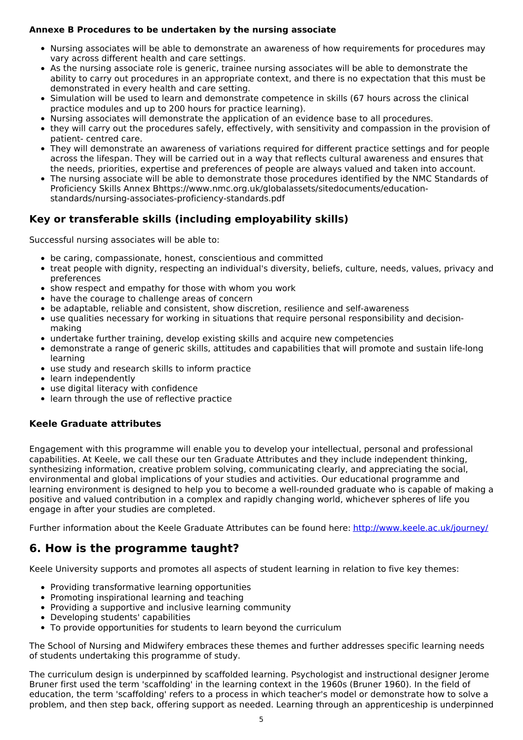**Annexe B Procedures to be undertaken by the nursing associate**

- Nursing associates will be able to demonstrate an awareness of how requirements for procedures may vary across different health and care settings.
- As the nursing associate role is generic, trainee nursing associates will be able to demonstrate the ability to carry out procedures in an appropriate context, and there is no expectation that this must be demonstrated in every health and care setting.
- Simulation will be used to learn and demonstrate competence in skills (67 hours across the clinical practice modules and up to 200 hours for practice learning).
- Nursing associates will demonstrate the application of an evidence base to all procedures.
- they will carry out the procedures safely, effectively, with sensitivity and compassion in the provision of patient- centred care.
- They will demonstrate an awareness of variations required for different practice settings and for people across the lifespan. They will be carried out in a way that reflects cultural awareness and ensures that the needs, priorities, expertise and preferences of people are always valued and taken into account.
- The nursing associate will be able to demonstrate those procedures identified by the NMC Standards of Proficiency Skills Annex Bhttps://www.nmc.org.uk/globalassets/sitedocuments/education-standards/nursing-associates-proficiency-standards.pdf

## Key or transferable skills (including employability skills)

Successful nursing associates will be able to:

- be caring, compassionate, honest, conscientious and committed
- treat people with dignity, respecting an individual's diversity, beliefs, culture, needs, values, privacy and preferences
- show respect and empathy for those with whom you work
- have the courage to challenge areas of concern
- be adaptable, reliable and consistent, show discretion, resilience and self-awareness
- use qualities necessary for working in situations that require personal responsibility and decision-making
- undertake further training, develop existing skills and acquire new competencies
- demonstrate a range of generic skills, attitudes and capabilities that will promote and sustain life-long learning
- use study and research skills to inform practice
- learn independently
- use digital literacy with confidence
- learn through the use of reflective practice

### Keele Graduate attributes

Engagement with this programme will enable you to develop your intellectual, personal and professional capabilities. At Keele, we call these our ten Graduate Attributes and they include independent thinking, synthesizing information, creative problem solving, communicating clearly, and appreciating the social, environmental and global implications of your studies and activities. Our educational programme and learning environment is designed to help you to become a well-rounded graduate who is capable of making a positive and valued contribution in a complex and rapidly changing world, whichever spheres of life you engage in after your studies are completed.

Further information about the Keele Graduate Attributes can be found here: [http://www.keele.ac.uk/journey/](http://www.keele.ac.uk/journey/)

## 6. How is the programme taught?

Keele University supports and promotes all aspects of student learning in relation to five key themes:

- Providing transformative learning opportunities
- Promoting inspirational learning and teaching
- Providing a supportive and inclusive learning community
- Developing students' capabilities
- To provide opportunities for students to learn beyond the curriculum

The School of Nursing and Midwifery embraces these themes and further addresses specific learning needs of students undertaking this programme of study.

The curriculum design is underpinned by scaffolded learning. Psychologist and instructional designer Jerome Bruner first used the term 'scaffolding' in the learning context in the 1960s (Bruner 1960). In the field of education, the term 'scaffolding' refers to a process in which teacher's model or demonstrate how to solve a problem, and then step back, offering support as needed. Learning through an apprenticeship is underpinned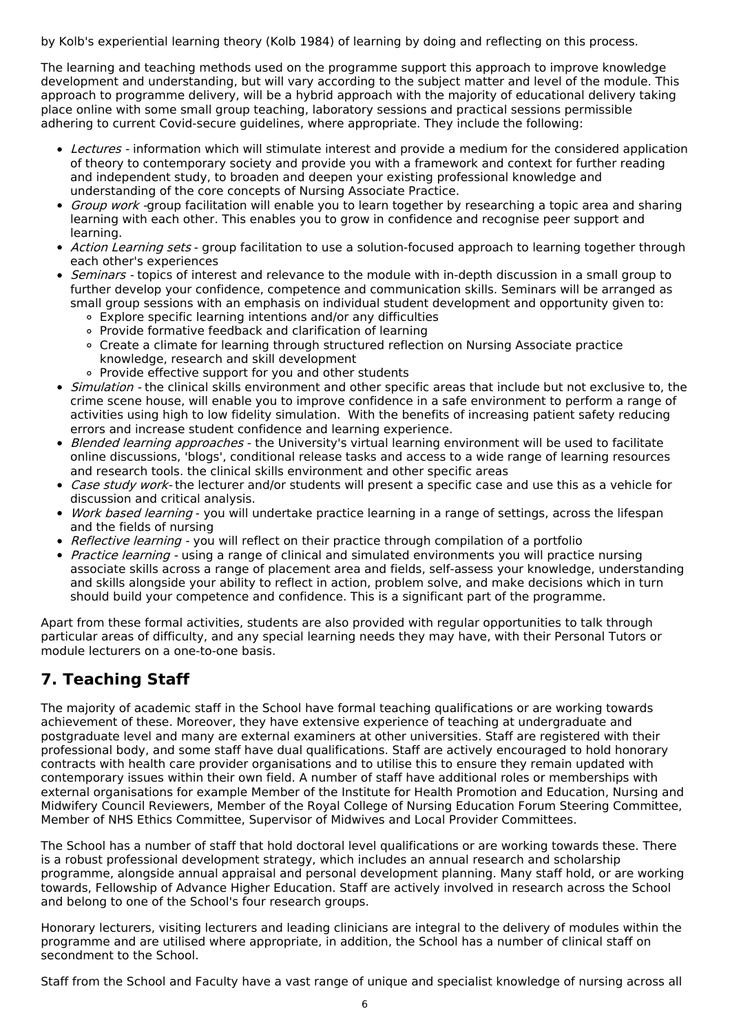by Kolb's experiential learning theory (Kolb 1984) of learning by doing and reflecting on this process.

The learning and teaching methods used on the programme support this approach to improve knowledge development and understanding, but will vary according to the subject matter and level of the module. This approach to programme delivery, will be a hybrid approach with the majority of educational delivery taking place online with some small group teaching, laboratory sessions and practical sessions permissible adhering to current Covid-secure guidelines, where appropriate. They include the following:

- *Lectures* - information which will stimulate interest and provide a medium for the considered application of theory to contemporary society and provide you with a framework and context for further reading and independent study, to broaden and deepen your existing professional knowledge and understanding of the core concepts of Nursing Associate Practice.
- *Group work* -group facilitation will enable you to learn together by researching a topic area and sharing learning with each other. This enables you to grow in confidence and recognise peer support and learning.
- *Action Learning sets* - group facilitation to use a solution-focused approach to learning together through each other's experiences
- *Seminars* - topics of interest and relevance to the module with in-depth discussion in a small group to further develop your confidence, competence and communication skills. Seminars will be arranged as small group sessions with an emphasis on individual student development and opportunity given to:
  - Explore specific learning intentions and/or any difficulties
  - Provide formative feedback and clarification of learning
  - Create a climate for learning through structured reflection on Nursing Associate practice knowledge, research and skill development
  - Provide effective support for you and other students
- *Simulation* - the clinical skills environment and other specific areas that include but not exclusive to, the crime scene house, will enable you to improve confidence in a safe environment to perform a range of activities using high to low fidelity simulation. With the benefits of increasing patient safety reducing errors and increase student confidence and learning experience.
- *Blended learning approaches* - the University's virtual learning environment will be used to facilitate online discussions, 'blogs', conditional release tasks and access to a wide range of learning resources and research tools. the clinical skills environment and other specific areas
- *Case study work*- the lecturer and/or students will present a specific case and use this as a vehicle for discussion and critical analysis.
- *Work based learning* - you will undertake practice learning in a range of settings, across the lifespan and the fields of nursing
- *Reflective learning* - you will reflect on their practice through compilation of a portfolio
- *Practice learning* - using a range of clinical and simulated environments you will practice nursing associate skills across a range of placement area and fields, self-assess your knowledge, understanding and skills alongside your ability to reflect in action, problem solve, and make decisions which in turn should build your competence and confidence. This is a significant part of the programme.

Apart from these formal activities, students are also provided with regular opportunities to talk through particular areas of difficulty, and any special learning needs they may have, with their Personal Tutors or module lecturers on a one-to-one basis.

## 7. Teaching Staff

The majority of academic staff in the School have formal teaching qualifications or are working towards achievement of these. Moreover, they have extensive experience of teaching at undergraduate and postgraduate level and many are external examiners at other universities. Staff are registered with their professional body, and some staff have dual qualifications. Staff are actively encouraged to hold honorary contracts with health care provider organisations and to utilise this to ensure they remain updated with contemporary issues within their own field. A number of staff have additional roles or memberships with external organisations for example Member of the Institute for Health Promotion and Education, Nursing and Midwifery Council Reviewers, Member of the Royal College of Nursing Education Forum Steering Committee, Member of NHS Ethics Committee, Supervisor of Midwives and Local Provider Committees.

The School has a number of staff that hold doctoral level qualifications or are working towards these. There is a robust professional development strategy, which includes an annual research and scholarship programme, alongside annual appraisal and personal development planning. Many staff hold, or are working towards, Fellowship of Advance Higher Education. Staff are actively involved in research across the School and belong to one of the School's four research groups.

Honorary lecturers, visiting lecturers and leading clinicians are integral to the delivery of modules within the programme and are utilised where appropriate, in addition, the School has a number of clinical staff on secondment to the School.

Staff from the School and Faculty have a vast range of unique and specialist knowledge of nursing across all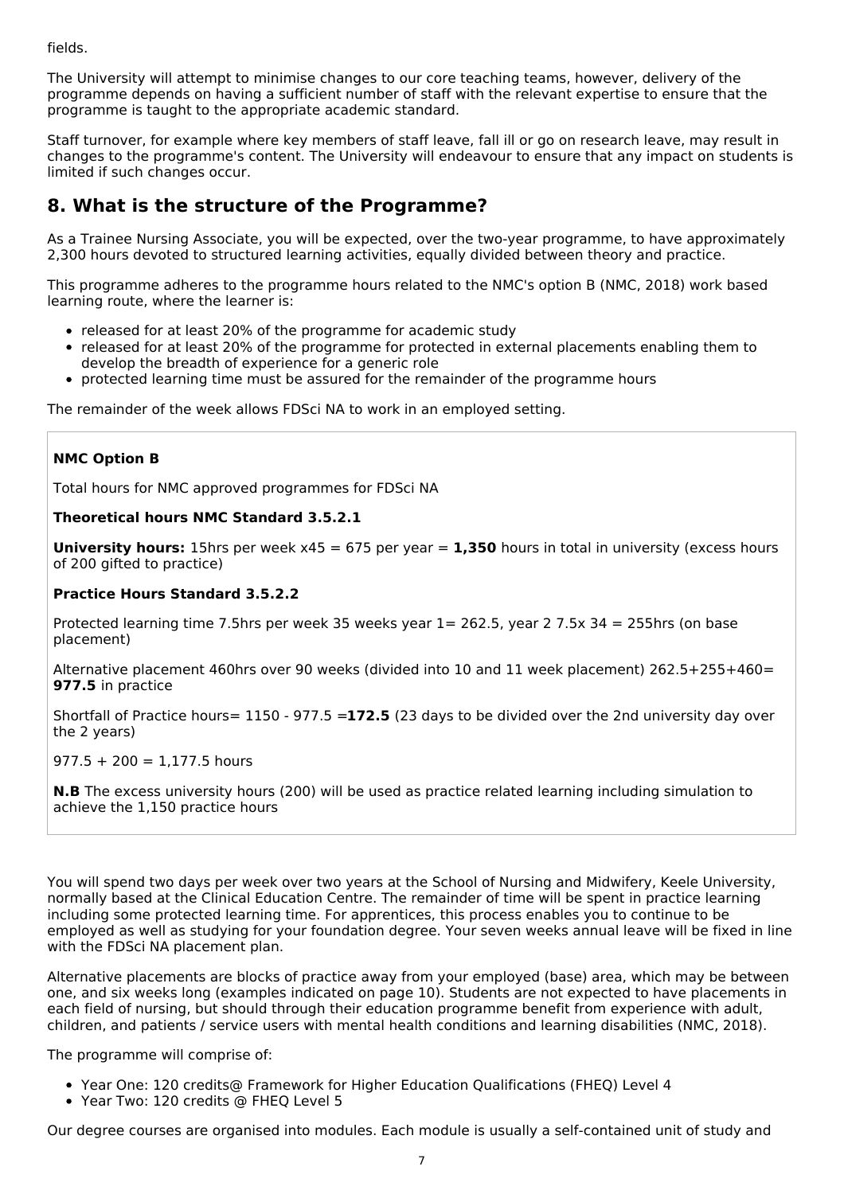fields.

The University will attempt to minimise changes to our core teaching teams, however, delivery of the programme depends on having a sufficient number of staff with the relevant expertise to ensure that the programme is taught to the appropriate academic standard.

Staff turnover, for example where key members of staff leave, fall ill or go on research leave, may result in changes to the programme's content. The University will endeavour to ensure that any impact on students is limited if such changes occur.

## 8. What is the structure of the Programme?

As a Trainee Nursing Associate, you will be expected, over the two-year programme, to have approximately 2,300 hours devoted to structured learning activities, equally divided between theory and practice.

This programme adheres to the programme hours related to the NMC's option B (NMC, 2018) work based learning route, where the learner is:

- released for at least 20% of the programme for academic study
- released for at least 20% of the programme for protected in external placements enabling them to develop the breadth of experience for a generic role
- protected learning time must be assured for the remainder of the programme hours

The remainder of the week allows FDSci NA to work in an employed setting.

**NMC Option B**

Total hours for NMC approved programmes for FDSci NA

**Theoretical hours NMC Standard 3.5.2.1**

**University hours:** 15hrs per week x45 = 675 per year = **1,350** hours in total in university (excess hours of 200 gifted to practice)

**Practice Hours Standard 3.5.2.2**

Protected learning time 7.5hrs per week 35 weeks year 1= 262.5, year 2 7.5x 34 = 255hrs (on base placement)

Alternative placement 460hrs over 90 weeks (divided into 10 and 11 week placement) 262.5+255+460= **977.5** in practice

Shortfall of Practice hours= 1150 - 977.5 =**172.5** (23 days to be divided over the 2nd university day over the 2 years)

977.5 + 200 = 1,177.5 hours

**N.B** The excess university hours (200) will be used as practice related learning including simulation to achieve the 1,150 practice hours

You will spend two days per week over two years at the School of Nursing and Midwifery, Keele University, normally based at the Clinical Education Centre. The remainder of time will be spent in practice learning including some protected learning time. For apprentices, this process enables you to continue to be employed as well as studying for your foundation degree. Your seven weeks annual leave will be fixed in line with the FDSci NA placement plan.

Alternative placements are blocks of practice away from your employed (base) area, which may be between one, and six weeks long (examples indicated on page 10). Students are not expected to have placements in each field of nursing, but should through their education programme benefit from experience with adult, children, and patients / service users with mental health conditions and learning disabilities (NMC, 2018).

The programme will comprise of:

- Year One: 120 credits@ Framework for Higher Education Qualifications (FHEQ) Level 4
- Year Two: 120 credits @ FHEQ Level 5

Our degree courses are organised into modules. Each module is usually a self-contained unit of study and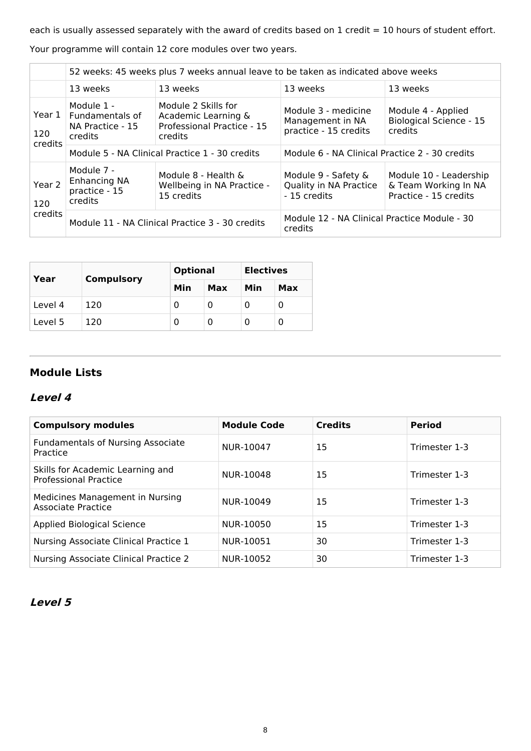each is usually assessed separately with the award of credits based on 1 credit = 10 hours of student effort.

Your programme will contain 12 core modules over two years.

| | 52 weeks: 45 weeks plus 7 weeks annual leave to be taken as indicated above weeks | | | |
|---|---|---|---|---|
| | 13 weeks | 13 weeks | 13 weeks | 13 weeks |
| Year 1 120 credits | Module 1 - Fundamentals of NA Practice - 15 credits | Module 2 Skills for Academic Learning & Professional Practice - 15 credits | Module 3 - medicine Management in NA practice - 15 credits | Module 4 - Applied Biological Science - 15 credits |
| | Module 5 - NA Clinical Practice 1 - 30 credits | | Module 6 - NA Clinical Practice 2 - 30 credits | |
| Year 2 120 credits | Module 7 - Enhancing NA practice - 15 credits | Module 8 - Health & Wellbeing in NA Practice - 15 credits | Module 9 - Safety & Quality in NA Practice - 15 credits | Module 10 - Leadership & Team Working In NA Practice - 15 credits |
| | Module 11 - NA Clinical Practice 3 - 30 credits | | Module 12 - NA Clinical Practice Module - 30 credits | |

| Year | Compulsory | Optional | | Electives | |
|---|---|---|---|---|---|
| | | Min | Max | Min | Max |
| Level 4 | 120 | 0 | 0 | 0 | 0 |
| Level 5 | 120 | 0 | 0 | 0 | 0 |

---

## Module Lists

### *Level 4*

| Compulsory modules | Module Code | Credits | Period |
|---|---|---|---|
| Fundamentals of Nursing Associate Practice | NUR-10047 | 15 | Trimester 1-3 |
| Skills for Academic Learning and Professional Practice | NUR-10048 | 15 | Trimester 1-3 |
| Medicines Management in Nursing Associate Practice | NUR-10049 | 15 | Trimester 1-3 |
| Applied Biological Science | NUR-10050 | 15 | Trimester 1-3 |
| Nursing Associate Clinical Practice 1 | NUR-10051 | 30 | Trimester 1-3 |
| Nursing Associate Clinical Practice 2 | NUR-10052 | 30 | Trimester 1-3 |

### *Level 5*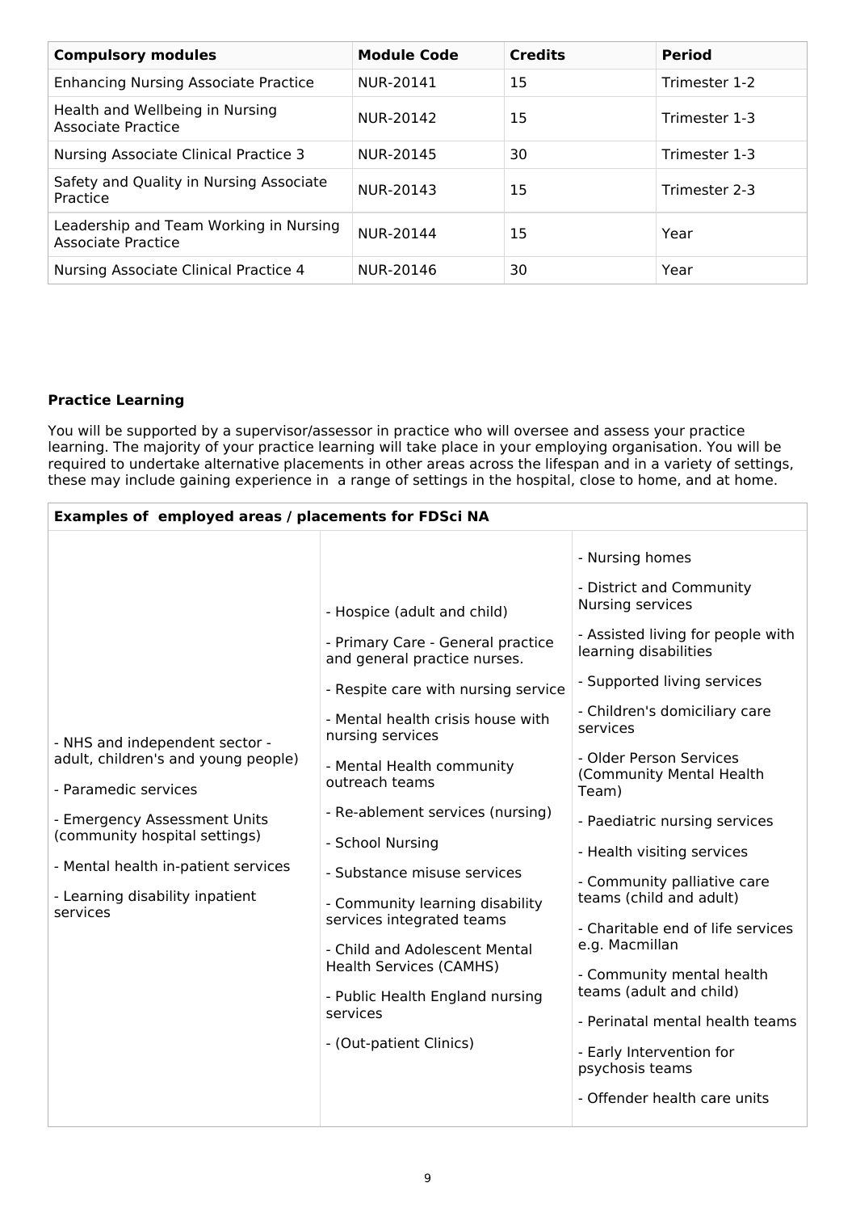| Compulsory modules | Module Code | Credits | Period |
| --- | --- | --- | --- |
| Enhancing Nursing Associate Practice | NUR-20141 | 15 | Trimester 1-2 |
| Health and Wellbeing in Nursing Associate Practice | NUR-20142 | 15 | Trimester 1-3 |
| Nursing Associate Clinical Practice 3 | NUR-20145 | 30 | Trimester 1-3 |
| Safety and Quality in Nursing Associate Practice | NUR-20143 | 15 | Trimester 2-3 |
| Leadership and Team Working in Nursing Associate Practice | NUR-20144 | 15 | Year |
| Nursing Associate Clinical Practice 4 | NUR-20146 | 30 | Year |

**Practice Learning**

You will be supported by a supervisor/assessor in practice who will oversee and assess your practice learning. The majority of your practice learning will take place in your employing organisation. You will be required to undertake alternative placements in other areas across the lifespan and in a variety of settings, these may include gaining experience in  a range of settings in the hospital, close to home, and at home.

| Examples of  employed areas / placements for FDSci NA | | |
| --- | --- | --- |
| - NHS and independent sector - adult, children's and young people)<br>- Paramedic services<br>- Emergency Assessment Units (community hospital settings)<br>- Mental health in-patient services<br>- Learning disability inpatient services | - Hospice (adult and child)<br>- Primary Care - General practice and general practice nurses.<br>- Respite care with nursing service<br>- Mental health crisis house with nursing services<br>- Mental Health community outreach teams<br>- Re-ablement services (nursing)<br>- School Nursing<br>- Substance misuse services<br>- Community learning disability services integrated teams<br>- Child and Adolescent Mental Health Services (CAMHS)<br>- Public Health England nursing services<br>- (Out-patient Clinics) | - Nursing homes<br>- District and Community Nursing services<br>- Assisted living for people with learning disabilities<br>- Supported living services<br>- Children's domiciliary care services<br>- Older Person Services (Community Mental Health Team)<br>- Paediatric nursing services<br>- Health visiting services<br>- Community palliative care teams (child and adult)<br>- Charitable end of life services e.g. Macmillan<br>- Community mental health teams (adult and child)<br>- Perinatal mental health teams<br>- Early Intervention for psychosis teams<br>- Offender health care units |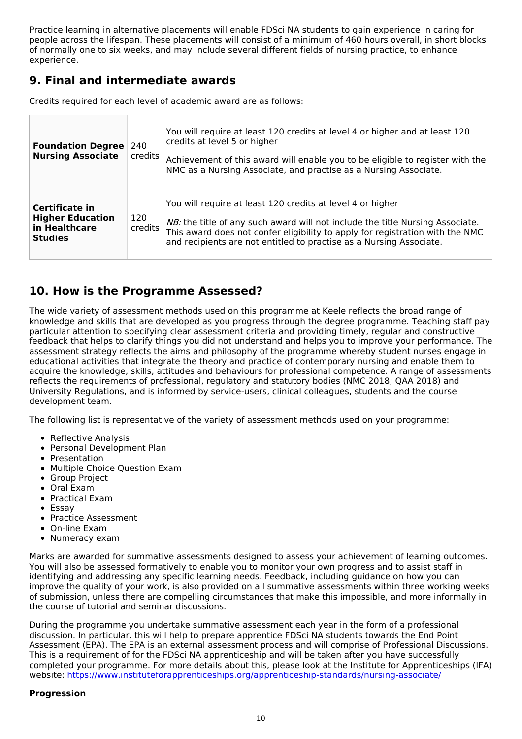Practice learning in alternative placements will enable FDSci NA students to gain experience in caring for people across the lifespan. These placements will consist of a minimum of 460 hours overall, in short blocks of normally one to six weeks, and may include several different fields of nursing practice, to enhance experience.

## 9. Final and intermediate awards

Credits required for each level of academic award are as follows:

| | | |
|---|---|---|
| **Foundation Degree Nursing Associate** | 240 credits | You will require at least 120 credits at level 4 or higher and at least 120 credits at level 5 or higher<br><br>Achievement of this award will enable you to be eligible to register with the NMC as a Nursing Associate, and practise as a Nursing Associate. |
| **Certificate in Higher Education in Healthcare Studies** | 120 credits | You will require at least 120 credits at level 4 or higher<br><br>*NB:* the title of any such award will not include the title Nursing Associate. This award does not confer eligibility to apply for registration with the NMC and recipients are not entitled to practise as a Nursing Associate. |

## 10. How is the Programme Assessed?

The wide variety of assessment methods used on this programme at Keele reflects the broad range of knowledge and skills that are developed as you progress through the degree programme. Teaching staff pay particular attention to specifying clear assessment criteria and providing timely, regular and constructive feedback that helps to clarify things you did not understand and helps you to improve your performance. The assessment strategy reflects the aims and philosophy of the programme whereby student nurses engage in educational activities that integrate the theory and practice of contemporary nursing and enable them to acquire the knowledge, skills, attitudes and behaviours for professional competence. A range of assessments reflects the requirements of professional, regulatory and statutory bodies (NMC 2018; QAA 2018) and University Regulations, and is informed by service-users, clinical colleagues, students and the course development team.

The following list is representative of the variety of assessment methods used on your programme:

- Reflective Analysis
- Personal Development Plan
- Presentation
- Multiple Choice Question Exam
- Group Project
- Oral Exam
- Practical Exam
- Essay
- Practice Assessment
- On-line Exam
- Numeracy exam

Marks are awarded for summative assessments designed to assess your achievement of learning outcomes. You will also be assessed formatively to enable you to monitor your own progress and to assist staff in identifying and addressing any specific learning needs. Feedback, including guidance on how you can improve the quality of your work, is also provided on all summative assessments within three working weeks of submission, unless there are compelling circumstances that make this impossible, and more informally in the course of tutorial and seminar discussions.

During the programme you undertake summative assessment each year in the form of a professional discussion. In particular, this will help to prepare apprentice FDSci NA students towards the End Point Assessment (EPA). The EPA is an external assessment process and will comprise of Professional Discussions. This is a requirement of for the FDSci NA apprenticeship and will be taken after you have successfully completed your programme. For more details about this, please look at the Institute for Apprenticeships (IFA) website: https://www.instituteforapprenticeships.org/apprenticeship-standards/nursing-associate/

**Progression**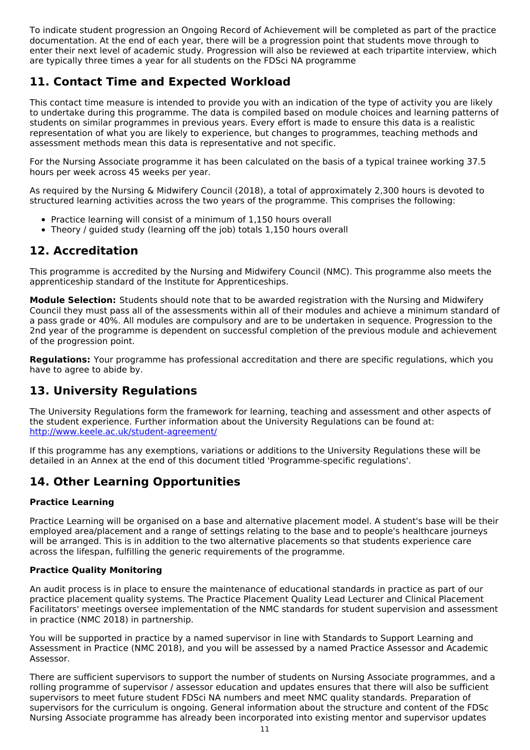To indicate student progression an Ongoing Record of Achievement will be completed as part of the practice documentation. At the end of each year, there will be a progression point that students move through to enter their next level of academic study. Progression will also be reviewed at each tripartite interview, which are typically three times a year for all students on the FDSci NA programme

## 11. Contact Time and Expected Workload

This contact time measure is intended to provide you with an indication of the type of activity you are likely to undertake during this programme. The data is compiled based on module choices and learning patterns of students on similar programmes in previous years. Every effort is made to ensure this data is a realistic representation of what you are likely to experience, but changes to programmes, teaching methods and assessment methods mean this data is representative and not specific.

For the Nursing Associate programme it has been calculated on the basis of a typical trainee working 37.5 hours per week across 45 weeks per year.

As required by the Nursing & Midwifery Council (2018), a total of approximately 2,300 hours is devoted to structured learning activities across the two years of the programme. This comprises the following:

- Practice learning will consist of a minimum of 1,150 hours overall
- Theory / guided study (learning off the job) totals 1,150 hours overall

## 12. Accreditation

This programme is accredited by the Nursing and Midwifery Council (NMC). This programme also meets the apprenticeship standard of the Institute for Apprenticeships.

**Module Selection:** Students should note that to be awarded registration with the Nursing and Midwifery Council they must pass all of the assessments within all of their modules and achieve a minimum standard of a pass grade or 40%. All modules are compulsory and are to be undertaken in sequence. Progression to the 2nd year of the programme is dependent on successful completion of the previous module and achievement of the progression point.

**Regulations:** Your programme has professional accreditation and there are specific regulations, which you have to agree to abide by.

## 13. University Regulations

The University Regulations form the framework for learning, teaching and assessment and other aspects of the student experience. Further information about the University Regulations can be found at: [http://www.keele.ac.uk/student-agreement/](http://www.keele.ac.uk/student-agreement/)

If this programme has any exemptions, variations or additions to the University Regulations these will be detailed in an Annex at the end of this document titled 'Programme-specific regulations'.

## 14. Other Learning Opportunities

### Practice Learning

Practice Learning will be organised on a base and alternative placement model. A student's base will be their employed area/placement and a range of settings relating to the base and to people's healthcare journeys will be arranged. This is in addition to the two alternative placements so that students experience care across the lifespan, fulfilling the generic requirements of the programme.

### Practice Quality Monitoring

An audit process is in place to ensure the maintenance of educational standards in practice as part of our practice placement quality systems. The Practice Placement Quality Lead Lecturer and Clinical Placement Facilitators' meetings oversee implementation of the NMC standards for student supervision and assessment in practice (NMC 2018) in partnership.

You will be supported in practice by a named supervisor in line with Standards to Support Learning and Assessment in Practice (NMC 2018), and you will be assessed by a named Practice Assessor and Academic Assessor.

There are sufficient supervisors to support the number of students on Nursing Associate programmes, and a rolling programme of supervisor / assessor education and updates ensures that there will also be sufficient supervisors to meet future student FDSci NA numbers and meet NMC quality standards. Preparation of supervisors for the curriculum is ongoing. General information about the structure and content of the FDSc Nursing Associate programme has already been incorporated into existing mentor and supervisor updates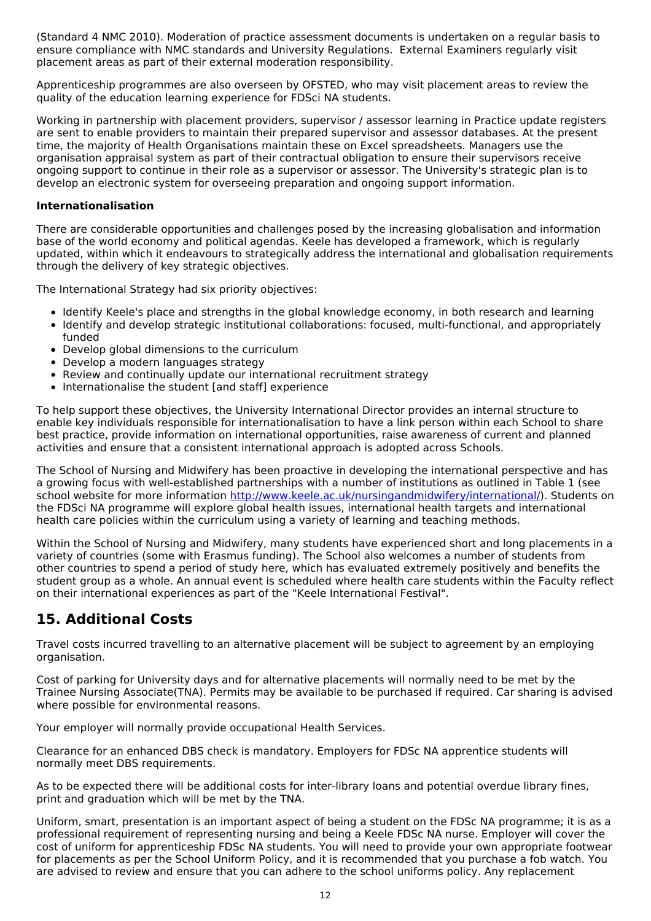(Standard 4 NMC 2010). Moderation of practice assessment documents is undertaken on a regular basis to ensure compliance with NMC standards and University Regulations. External Examiners regularly visit placement areas as part of their external moderation responsibility.

Apprenticeship programmes are also overseen by OFSTED, who may visit placement areas to review the quality of the education learning experience for FDSci NA students.

Working in partnership with placement providers, supervisor / assessor learning in Practice update registers are sent to enable providers to maintain their prepared supervisor and assessor databases. At the present time, the majority of Health Organisations maintain these on Excel spreadsheets. Managers use the organisation appraisal system as part of their contractual obligation to ensure their supervisors receive ongoing support to continue in their role as a supervisor or assessor. The University's strategic plan is to develop an electronic system for overseeing preparation and ongoing support information.

**Internationalisation**

There are considerable opportunities and challenges posed by the increasing globalisation and information base of the world economy and political agendas. Keele has developed a framework, which is regularly updated, within which it endeavours to strategically address the international and globalisation requirements through the delivery of key strategic objectives.

The International Strategy had six priority objectives:

- Identify Keele's place and strengths in the global knowledge economy, in both research and learning
- Identify and develop strategic institutional collaborations: focused, multi-functional, and appropriately funded
- Develop global dimensions to the curriculum
- Develop a modern languages strategy
- Review and continually update our international recruitment strategy
- Internationalise the student [and staff] experience

To help support these objectives, the University International Director provides an internal structure to enable key individuals responsible for internationalisation to have a link person within each School to share best practice, provide information on international opportunities, raise awareness of current and planned activities and ensure that a consistent international approach is adopted across Schools.

The School of Nursing and Midwifery has been proactive in developing the international perspective and has a growing focus with well-established partnerships with a number of institutions as outlined in Table 1 (see school website for more information [http://www.keele.ac.uk/nursingandmidwifery/international/](http://www.keele.ac.uk/nursingandmidwifery/international/)). Students on the FDSci NA programme will explore global health issues, international health targets and international health care policies within the curriculum using a variety of learning and teaching methods.

Within the School of Nursing and Midwifery, many students have experienced short and long placements in a variety of countries (some with Erasmus funding). The School also welcomes a number of students from other countries to spend a period of study here, which has evaluated extremely positively and benefits the student group as a whole. An annual event is scheduled where health care students within the Faculty reflect on their international experiences as part of the "Keele International Festival".

## 15. Additional Costs

Travel costs incurred travelling to an alternative placement will be subject to agreement by an employing organisation.

Cost of parking for University days and for alternative placements will normally need to be met by the Trainee Nursing Associate(TNA). Permits may be available to be purchased if required. Car sharing is advised where possible for environmental reasons.

Your employer will normally provide occupational Health Services.

Clearance for an enhanced DBS check is mandatory. Employers for FDSc NA apprentice students will normally meet DBS requirements.

As to be expected there will be additional costs for inter-library loans and potential overdue library fines, print and graduation which will be met by the TNA.

Uniform, smart, presentation is an important aspect of being a student on the FDSc NA programme; it is as a professional requirement of representing nursing and being a Keele FDSc NA nurse. Employer will cover the cost of uniform for apprenticeship FDSc NA students. You will need to provide your own appropriate footwear for placements as per the School Uniform Policy, and it is recommended that you purchase a fob watch. You are advised to review and ensure that you can adhere to the school uniforms policy. Any replacement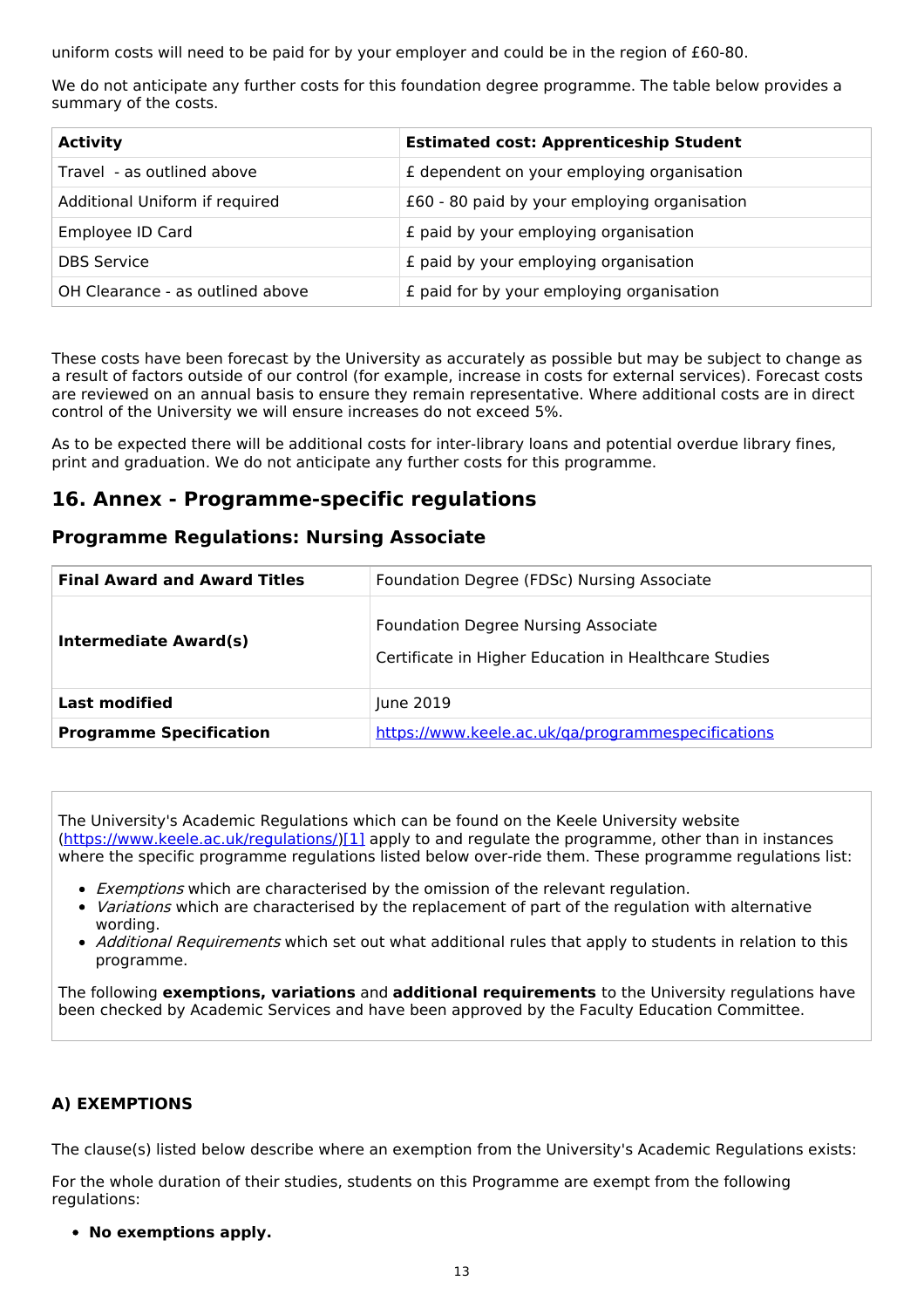uniform costs will need to be paid for by your employer and could be in the region of £60-80.

We do not anticipate any further costs for this foundation degree programme. The table below provides a summary of the costs.

| Activity | Estimated cost: Apprenticeship Student |
|---|---|
| Travel - as outlined above | £ dependent on your employing organisation |
| Additional Uniform if required | £60 - 80 paid by your employing organisation |
| Employee ID Card | £ paid by your employing organisation |
| DBS Service | £ paid by your employing organisation |
| OH Clearance - as outlined above | £ paid for by your employing organisation |

These costs have been forecast by the University as accurately as possible but may be subject to change as a result of factors outside of our control (for example, increase in costs for external services). Forecast costs are reviewed on an annual basis to ensure they remain representative. Where additional costs are in direct control of the University we will ensure increases do not exceed 5%.

As to be expected there will be additional costs for inter-library loans and potential overdue library fines, print and graduation. We do not anticipate any further costs for this programme.

## 16. Annex - Programme-specific regulations

### Programme Regulations: Nursing Associate

| | |
|---|---|
| **Final Award and Award Titles** | Foundation Degree (FDSc) Nursing Associate |
| **Intermediate Award(s)** | Foundation Degree Nursing Associate<br><br>Certificate in Higher Education in Healthcare Studies |
| **Last modified** | June 2019 |
| **Programme Specification** | https://www.keele.ac.uk/qa/programmespecifications |

The University's Academic Regulations which can be found on the Keele University website (https://www.keele.ac.uk/regulations/)[1] apply to and regulate the programme, other than in instances where the specific programme regulations listed below over-ride them. These programme regulations list:

- *Exemptions* which are characterised by the omission of the relevant regulation.
- *Variations* which are characterised by the replacement of part of the regulation with alternative wording.
- *Additional Requirements* which set out what additional rules that apply to students in relation to this programme.

The following **exemptions, variations** and **additional requirements** to the University regulations have been checked by Academic Services and have been approved by the Faculty Education Committee.

#### A) EXEMPTIONS

The clause(s) listed below describe where an exemption from the University's Academic Regulations exists:

For the whole duration of their studies, students on this Programme are exempt from the following regulations:

- **No exemptions apply.**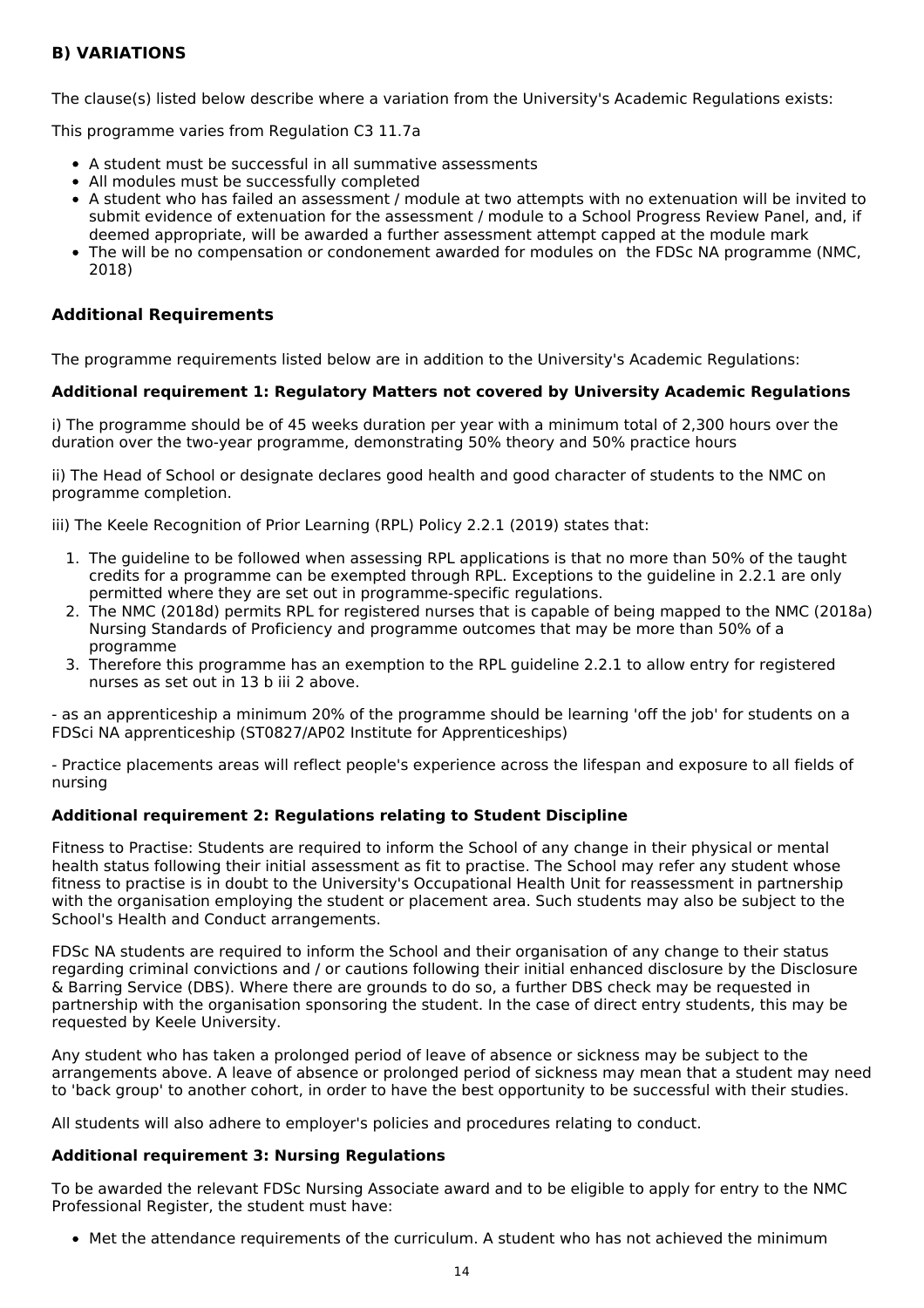### B) VARIATIONS

The clause(s) listed below describe where a variation from the University's Academic Regulations exists:

This programme varies from Regulation C3 11.7a

- A student must be successful in all summative assessments
- All modules must be successfully completed
- A student who has failed an assessment / module at two attempts with no extenuation will be invited to submit evidence of extenuation for the assessment / module to a School Progress Review Panel, and, if deemed appropriate, will be awarded a further assessment attempt capped at the module mark
- The will be no compensation or condonement awarded for modules on the FDSc NA programme (NMC, 2018)

### Additional Requirements

The programme requirements listed below are in addition to the University's Academic Regulations:

**Additional requirement 1: Regulatory Matters not covered by University Academic Regulations**

i) The programme should be of 45 weeks duration per year with a minimum total of 2,300 hours over the duration over the two-year programme, demonstrating 50% theory and 50% practice hours

ii) The Head of School or designate declares good health and good character of students to the NMC on programme completion.

iii) The Keele Recognition of Prior Learning (RPL) Policy 2.2.1 (2019) states that:

1. The guideline to be followed when assessing RPL applications is that no more than 50% of the taught credits for a programme can be exempted through RPL. Exceptions to the guideline in 2.2.1 are only permitted where they are set out in programme-specific regulations.
2. The NMC (2018d) permits RPL for registered nurses that is capable of being mapped to the NMC (2018a) Nursing Standards of Proficiency and programme outcomes that may be more than 50% of a programme
3. Therefore this programme has an exemption to the RPL guideline 2.2.1 to allow entry for registered nurses as set out in 13 b iii 2 above.

- as an apprenticeship a minimum 20% of the programme should be learning 'off the job' for students on a FDSci NA apprenticeship (ST0827/AP02 Institute for Apprenticeships)

- Practice placements areas will reflect people's experience across the lifespan and exposure to all fields of nursing

**Additional requirement 2: Regulations relating to Student Discipline**

Fitness to Practise: Students are required to inform the School of any change in their physical or mental health status following their initial assessment as fit to practise. The School may refer any student whose fitness to practise is in doubt to the University's Occupational Health Unit for reassessment in partnership with the organisation employing the student or placement area. Such students may also be subject to the School's Health and Conduct arrangements.

FDSc NA students are required to inform the School and their organisation of any change to their status regarding criminal convictions and / or cautions following their initial enhanced disclosure by the Disclosure & Barring Service (DBS). Where there are grounds to do so, a further DBS check may be requested in partnership with the organisation sponsoring the student. In the case of direct entry students, this may be requested by Keele University.

Any student who has taken a prolonged period of leave of absence or sickness may be subject to the arrangements above. A leave of absence or prolonged period of sickness may mean that a student may need to 'back group' to another cohort, in order to have the best opportunity to be successful with their studies.

All students will also adhere to employer's policies and procedures relating to conduct.

**Additional requirement 3: Nursing Regulations**

To be awarded the relevant FDSc Nursing Associate award and to be eligible to apply for entry to the NMC Professional Register, the student must have:

- Met the attendance requirements of the curriculum. A student who has not achieved the minimum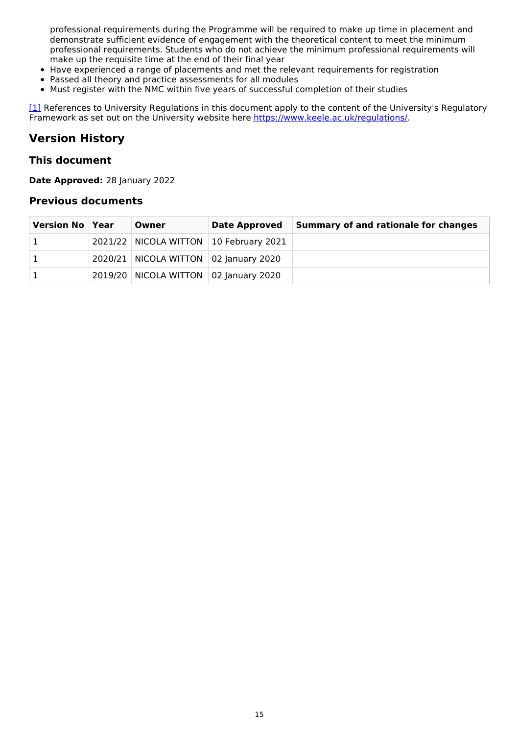professional requirements during the Programme will be required to make up time in placement and demonstrate sufficient evidence of engagement with the theoretical content to meet the minimum professional requirements. Students who do not achieve the minimum professional requirements will make up the requisite time at the end of their final year
- Have experienced a range of placements and met the relevant requirements for registration
- Passed all theory and practice assessments for all modules
- Must register with the NMC within five years of successful completion of their studies

[1] References to University Regulations in this document apply to the content of the University's Regulatory Framework as set out on the University website here https://www.keele.ac.uk/regulations/.

## Version History

### This document

**Date Approved:** 28 January 2022

### Previous documents

| Version No | Year | Owner | Date Approved | Summary of and rationale for changes |
|---|---|---|---|---|
| 1 | 2021/22 | NICOLA WITTON | 10 February 2021 | |
| 1 | 2020/21 | NICOLA WITTON | 02 January 2020 | |
| 1 | 2019/20 | NICOLA WITTON | 02 January 2020 | |